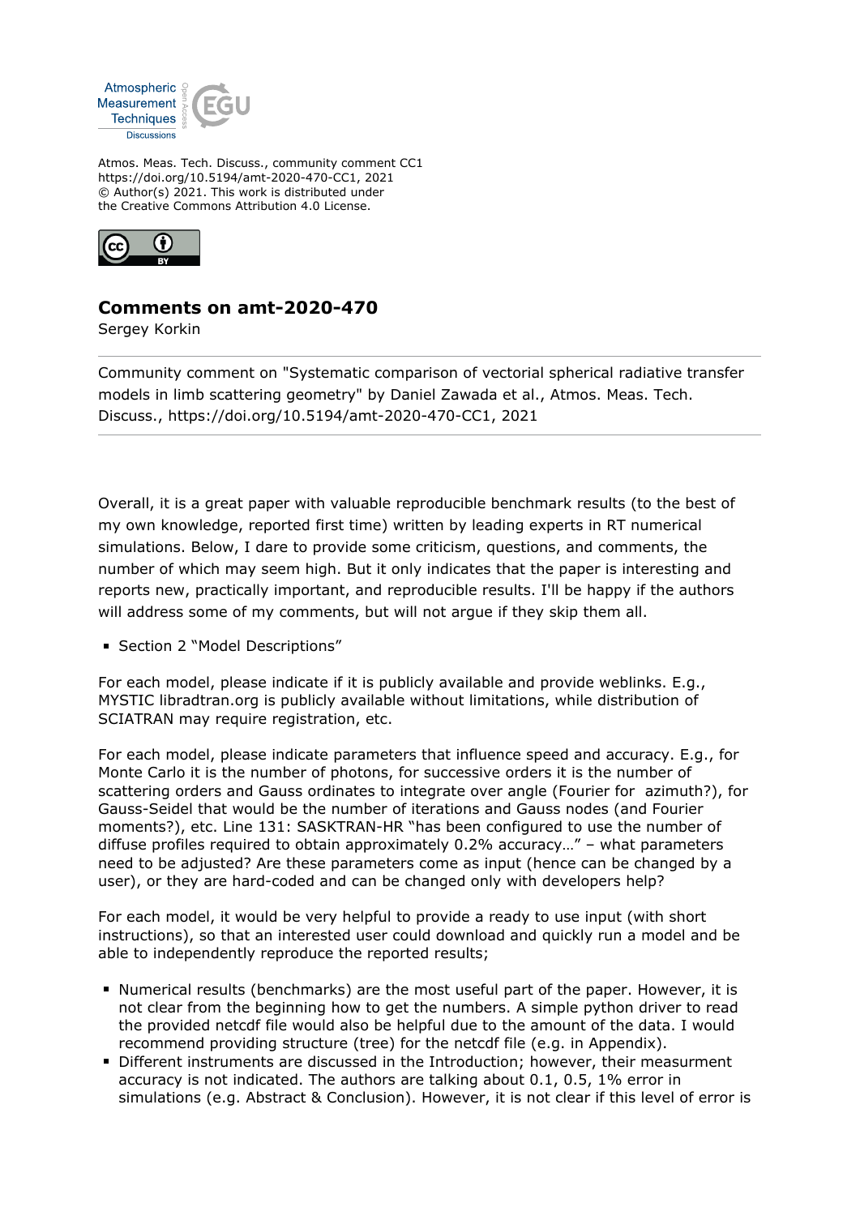Atmos. Meas. Tech. Discuss., community comment CC1
https://doi.org/10.5194/amt-2020-470-CC1, 2021
© Author(s) 2021. This work is distributed under
the Creative Commons Attribution 4.0 License.

# Comments on amt-2020-470

Sergey Korkin

Community comment on "Systematic comparison of vectorial spherical radiative transfer models in limb scattering geometry" by Daniel Zawada et al., Atmos. Meas. Tech. Discuss., https://doi.org/10.5194/amt-2020-470-CC1, 2021

---

Overall, it is a great paper with valuable reproducible benchmark results (to the best of my own knowledge, reported first time) written by leading experts in RT numerical simulations. Below, I dare to provide some criticism, questions, and comments, the number of which may seem high. But it only indicates that the paper is interesting and reports new, practically important, and reproducible results. I'll be happy if the authors will address some of my comments, but will not argue if they skip them all.

- Section 2 "Model Descriptions"

For each model, please indicate if it is publicly available and provide weblinks. E.g., MYSTIC libradtran.org is publicly available without limitations, while distribution of SCIATRAN may require registration, etc.

For each model, please indicate parameters that influence speed and accuracy. E.g., for Monte Carlo it is the number of photons, for successive orders it is the number of scattering orders and Gauss ordinates to integrate over angle (Fourier for azimuth?), for Gauss-Seidel that would be the number of iterations and Gauss nodes (and Fourier moments?), etc. Line 131: SASKTRAN-HR "has been configured to use the number of diffuse profiles required to obtain approximately 0.2% accuracy…" – what parameters need to be adjusted? Are these parameters come as input (hence can be changed by a user), or they are hard-coded and can be changed only with developers help?

For each model, it would be very helpful to provide a ready to use input (with short instructions), so that an interested user could download and quickly run a model and be able to independently reproduce the reported results;

- Numerical results (benchmarks) are the most useful part of the paper. However, it is not clear from the beginning how to get the numbers. A simple python driver to read the provided netcdf file would also be helpful due to the amount of the data. I would recommend providing structure (tree) for the netcdf file (e.g. in Appendix).
- Different instruments are discussed in the Introduction; however, their measurment accuracy is not indicated. The authors are talking about 0.1, 0.5, 1% error in simulations (e.g. Abstract & Conclusion). However, it is not clear if this level of error is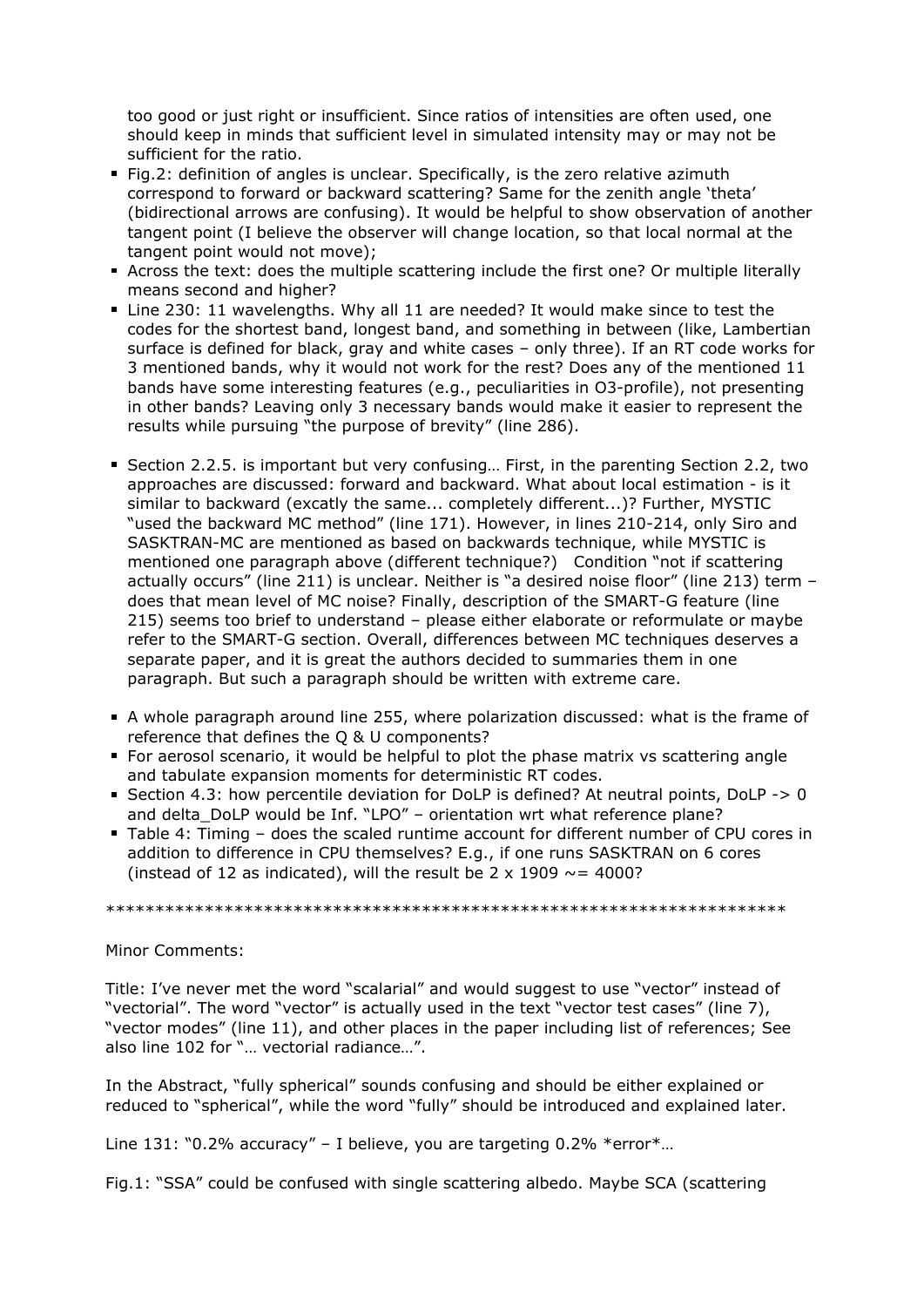too good or just right or insufficient. Since ratios of intensities are often used, one should keep in minds that sufficient level in simulated intensity may or may not be sufficient for the ratio.

- Fig.2: definition of angles is unclear. Specifically, is the zero relative azimuth correspond to forward or backward scattering? Same for the zenith angle 'theta' (bidirectional arrows are confusing). It would be helpful to show observation of another tangent point (I believe the observer will change location, so that local normal at the tangent point would not move);
- Across the text: does the multiple scattering include the first one? Or multiple literally means second and higher?
- Line 230: 11 wavelengths. Why all 11 are needed? It would make since to test the codes for the shortest band, longest band, and something in between (like, Lambertian surface is defined for black, gray and white cases – only three). If an RT code works for 3 mentioned bands, why it would not work for the rest? Does any of the mentioned 11 bands have some interesting features (e.g., peculiarities in O3-profile), not presenting in other bands? Leaving only 3 necessary bands would make it easier to represent the results while pursuing "the purpose of brevity" (line 286).

- Section 2.2.5. is important but very confusing… First, in the parenting Section 2.2, two approaches are discussed: forward and backward. What about local estimation - is it similar to backward (excatly the same... completely different...)? Further, MYSTIC "used the backward MC method" (line 171). However, in lines 210-214, only Siro and SASKTRAN-MC are mentioned as based on backwards technique, while MYSTIC is mentioned one paragraph above (different technique?) Condition "not if scattering actually occurs" (line 211) is unclear. Neither is "a desired noise floor" (line 213) term – does that mean level of MC noise? Finally, description of the SMART-G feature (line 215) seems too brief to understand – please either elaborate or reformulate or maybe refer to the SMART-G section. Overall, differences between MC techniques deserves a separate paper, and it is great the authors decided to summaries them in one paragraph. But such a paragraph should be written with extreme care.

- A whole paragraph around line 255, where polarization discussed: what is the frame of reference that defines the Q & U components?
- For aerosol scenario, it would be helpful to plot the phase matrix vs scattering angle and tabulate expansion moments for deterministic RT codes.
- Section 4.3: how percentile deviation for DoLP is defined? At neutral points, DoLP -> 0 and delta_DoLP would be Inf. "LPO" – orientation wrt what reference plane?
- Table 4: Timing – does the scaled runtime account for different number of CPU cores in addition to difference in CPU themselves? E.g., if one runs SASKTRAN on 6 cores (instead of 12 as indicated), will the result be $2 \times 1909 \sim= 4000$?

************************************************************************

Minor Comments:

Title: I've never met the word "scalarial" and would suggest to use "vector" instead of "vectorial". The word "vector" is actually used in the text "vector test cases" (line 7), "vector modes" (line 11), and other places in the paper including list of references; See also line 102 for "… vectorial radiance…".

In the Abstract, "fully spherical" sounds confusing and should be either explained or reduced to "spherical", while the word "fully" should be introduced and explained later.

Line 131: "0.2% accuracy" – I believe, you are targeting 0.2% *error*…

Fig.1: "SSA" could be confused with single scattering albedo. Maybe SCA (scattering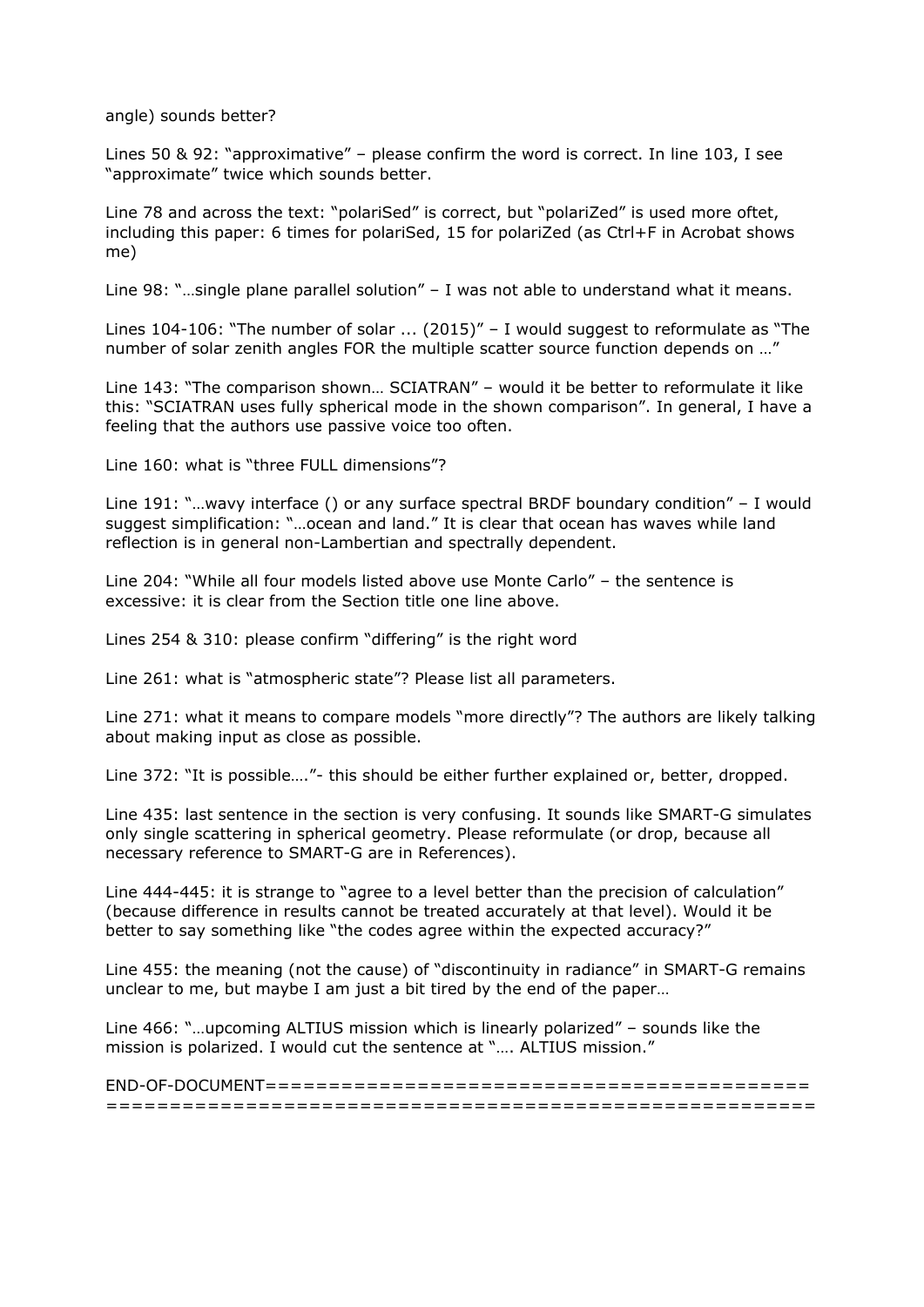angle) sounds better?

Lines 50 & 92: "approximative" – please confirm the word is correct. In line 103, I see "approximate" twice which sounds better.

Line 78 and across the text: "polariSed" is correct, but "polariZed" is used more oftet, including this paper: 6 times for polariSed, 15 for polariZed (as Ctrl+F in Acrobat shows me)

Line 98: "…single plane parallel solution" – I was not able to understand what it means.

Lines 104-106: "The number of solar ... (2015)" – I would suggest to reformulate as "The number of solar zenith angles FOR the multiple scatter source function depends on …"

Line 143: "The comparison shown… SCIATRAN" – would it be better to reformulate it like this: "SCIATRAN uses fully spherical mode in the shown comparison". In general, I have a feeling that the authors use passive voice too often.

Line 160: what is "three FULL dimensions"?

Line 191: "…wavy interface () or any surface spectral BRDF boundary condition" – I would suggest simplification: "…ocean and land." It is clear that ocean has waves while land reflection is in general non-Lambertian and spectrally dependent.

Line 204: "While all four models listed above use Monte Carlo" – the sentence is excessive: it is clear from the Section title one line above.

Lines 254 & 310: please confirm "differing" is the right word

Line 261: what is "atmospheric state"? Please list all parameters.

Line 271: what it means to compare models "more directly"? The authors are likely talking about making input as close as possible.

Line 372: "It is possible…."- this should be either further explained or, better, dropped.

Line 435: last sentence in the section is very confusing. It sounds like SMART-G simulates only single scattering in spherical geometry. Please reformulate (or drop, because all necessary reference to SMART-G are in References).

Line 444-445: it is strange to "agree to a level better than the precision of calculation" (because difference in results cannot be treated accurately at that level). Would it be better to say something like "the codes agree within the expected accuracy?"

Line 455: the meaning (not the cause) of "discontinuity in radiance" in SMART-G remains unclear to me, but maybe I am just a bit tired by the end of the paper…

Line 466: "…upcoming ALTIUS mission which is linearly polarized" – sounds like the mission is polarized. I would cut the sentence at "…. ALTIUS mission."

END-OF-DOCUMENT===========================================
========================================================